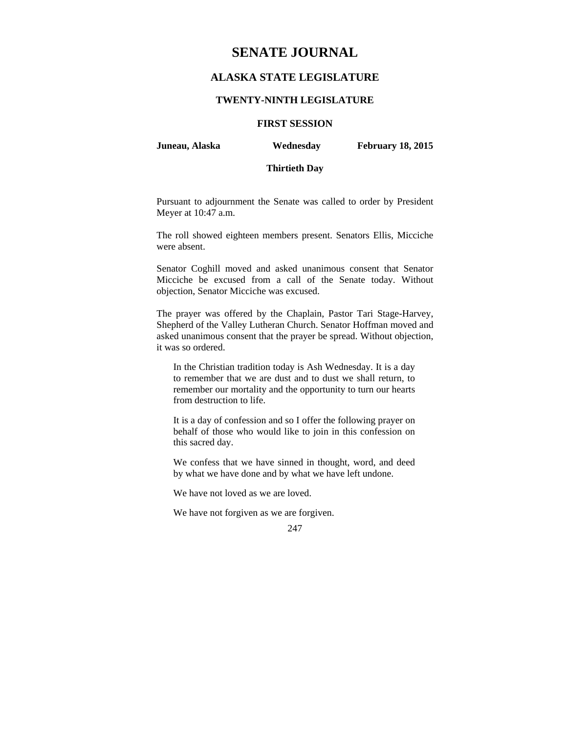# SENATE JOURNAL

## ALASKA STATE LEGISLATURE

### TWENTY-NINTH LEGISLATURE

### FIRST SESSION

**Juneau, Alaska** **Wednesday** **February 18, 2015**

**Thirtieth Day**

Pursuant to adjournment the Senate was called to order by President Meyer at 10:47 a.m.

The roll showed eighteen members present. Senators Ellis, Micciche were absent.

Senator Coghill moved and asked unanimous consent that Senator Micciche be excused from a call of the Senate today. Without objection, Senator Micciche was excused.

The prayer was offered by the Chaplain, Pastor Tari Stage-Harvey, Shepherd of the Valley Lutheran Church. Senator Hoffman moved and asked unanimous consent that the prayer be spread. Without objection, it was so ordered.

> In the Christian tradition today is Ash Wednesday. It is a day to remember that we are dust and to dust we shall return, to remember our mortality and the opportunity to turn our hearts from destruction to life.
>
> It is a day of confession and so I offer the following prayer on behalf of those who would like to join in this confession on this sacred day.
>
> We confess that we have sinned in thought, word, and deed by what we have done and by what we have left undone.
>
> We have not loved as we are loved.
>
> We have not forgiven as we are forgiven.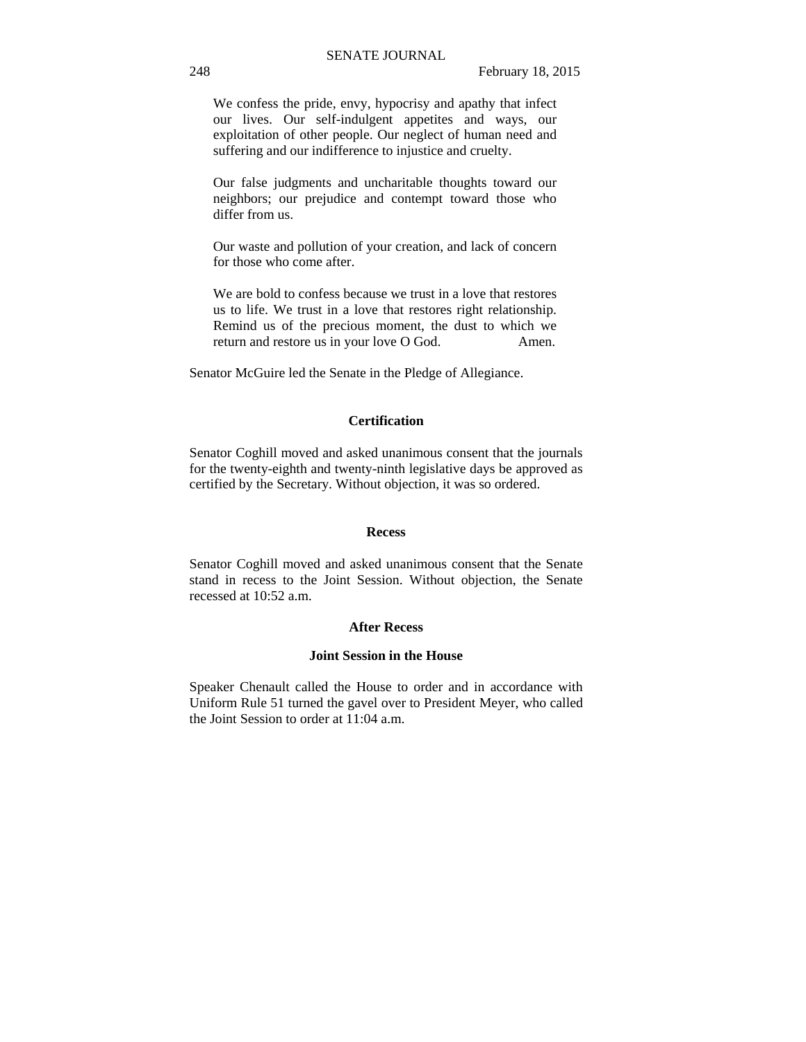> We confess the pride, envy, hypocrisy and apathy that infect our lives. Our self-indulgent appetites and ways, our exploitation of other people. Our neglect of human need and suffering and our indifference to injustice and cruelty.
>
> Our false judgments and uncharitable thoughts toward our neighbors; our prejudice and contempt toward those who differ from us.
>
> Our waste and pollution of your creation, and lack of concern for those who come after.
>
> We are bold to confess because we trust in a love that restores us to life. We trust in a love that restores right relationship. Remind us of the precious moment, the dust to which we return and restore us in your love O God. Amen.

Senator McGuire led the Senate in the Pledge of Allegiance.

**Certification**

Senator Coghill moved and asked unanimous consent that the journals for the twenty-eighth and twenty-ninth legislative days be approved as certified by the Secretary. Without objection, it was so ordered.

**Recess**

Senator Coghill moved and asked unanimous consent that the Senate stand in recess to the Joint Session. Without objection, the Senate recessed at 10:52 a.m.

**After Recess**

**Joint Session in the House**

Speaker Chenault called the House to order and in accordance with Uniform Rule 51 turned the gavel over to President Meyer, who called the Joint Session to order at 11:04 a.m.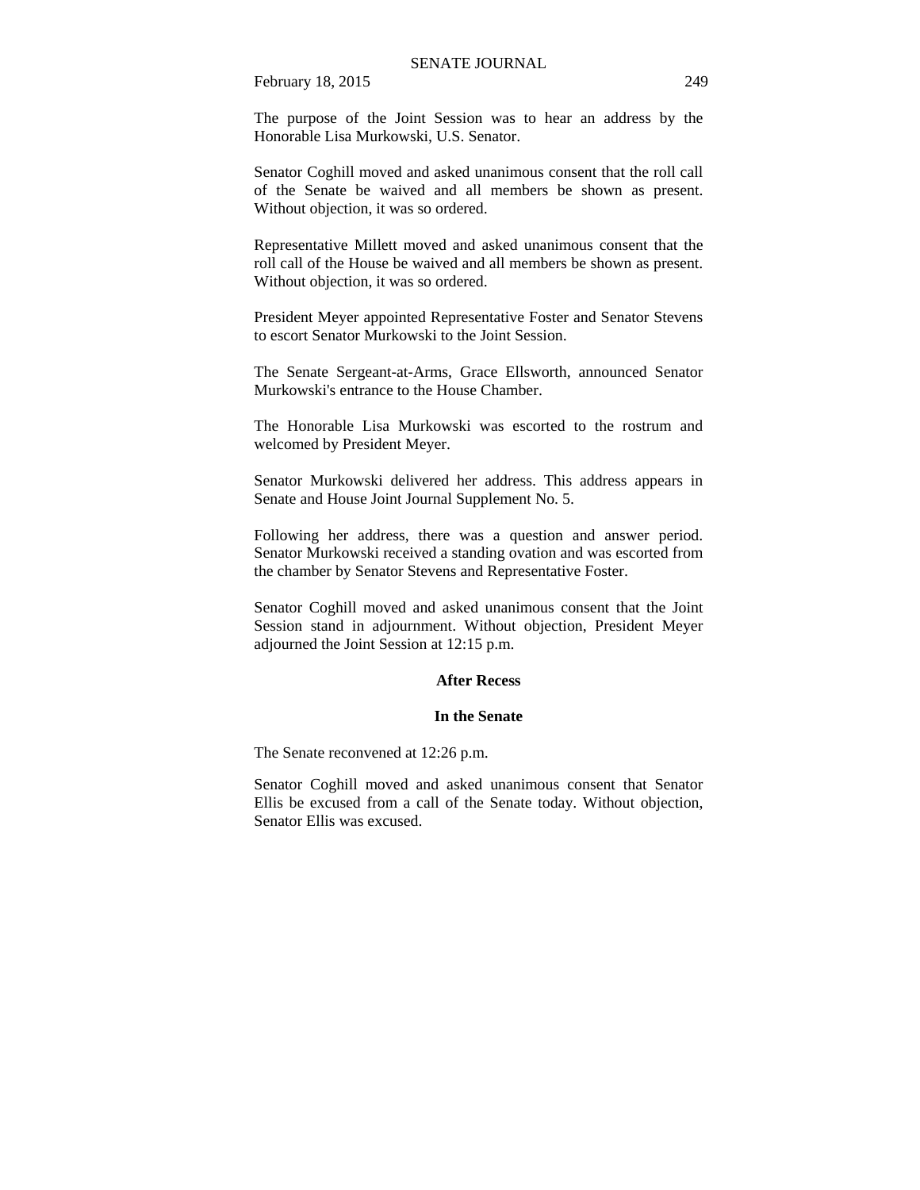The purpose of the Joint Session was to hear an address by the Honorable Lisa Murkowski, U.S. Senator.

Senator Coghill moved and asked unanimous consent that the roll call of the Senate be waived and all members be shown as present. Without objection, it was so ordered.

Representative Millett moved and asked unanimous consent that the roll call of the House be waived and all members be shown as present. Without objection, it was so ordered.

President Meyer appointed Representative Foster and Senator Stevens to escort Senator Murkowski to the Joint Session.

The Senate Sergeant-at-Arms, Grace Ellsworth, announced Senator Murkowski's entrance to the House Chamber.

The Honorable Lisa Murkowski was escorted to the rostrum and welcomed by President Meyer.

Senator Murkowski delivered her address. This address appears in Senate and House Joint Journal Supplement No. 5.

Following her address, there was a question and answer period. Senator Murkowski received a standing ovation and was escorted from the chamber by Senator Stevens and Representative Foster.

Senator Coghill moved and asked unanimous consent that the Joint Session stand in adjournment. Without objection, President Meyer adjourned the Joint Session at 12:15 p.m.

**After Recess**

**In the Senate**

The Senate reconvened at 12:26 p.m.

Senator Coghill moved and asked unanimous consent that Senator Ellis be excused from a call of the Senate today. Without objection, Senator Ellis was excused.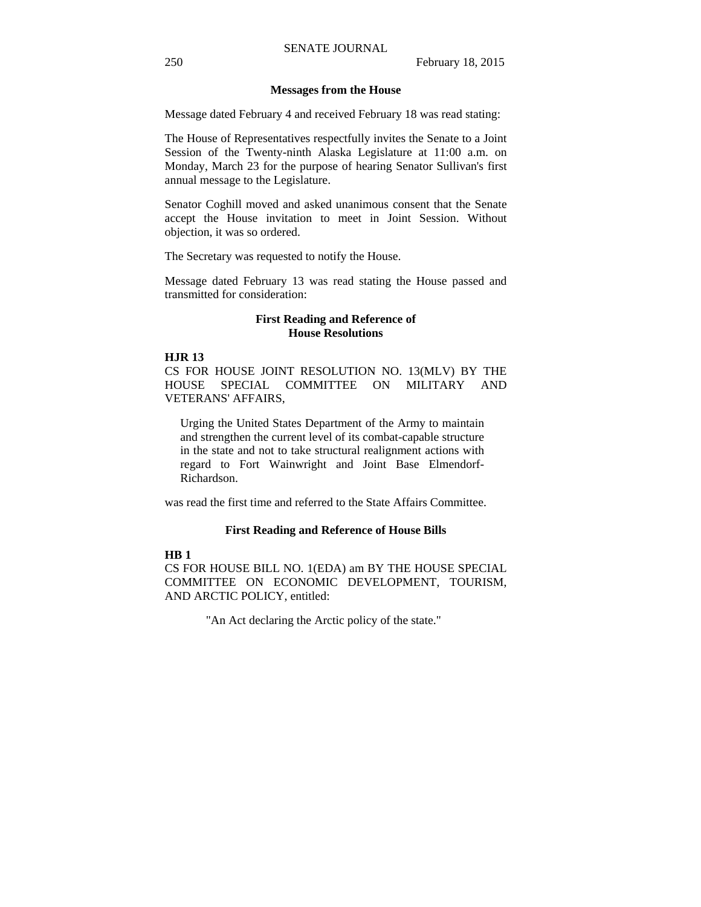**Messages from the House**

Message dated February 4 and received February 18 was read stating:

The House of Representatives respectfully invites the Senate to a Joint Session of the Twenty-ninth Alaska Legislature at 11:00 a.m. on Monday, March 23 for the purpose of hearing Senator Sullivan's first annual message to the Legislature.

Senator Coghill moved and asked unanimous consent that the Senate accept the House invitation to meet in Joint Session. Without objection, it was so ordered.

The Secretary was requested to notify the House.

Message dated February 13 was read stating the House passed and transmitted for consideration:

**First Reading and Reference of House Resolutions**

**HJR 13**

CS FOR HOUSE JOINT RESOLUTION NO. 13(MLV) BY THE HOUSE SPECIAL COMMITTEE ON MILITARY AND VETERANS' AFFAIRS,

> Urging the United States Department of the Army to maintain and strengthen the current level of its combat-capable structure in the state and not to take structural realignment actions with regard to Fort Wainwright and Joint Base Elmendorf-Richardson.

was read the first time and referred to the State Affairs Committee.

**First Reading and Reference of House Bills**

**HB 1**

CS FOR HOUSE BILL NO. 1(EDA) am BY THE HOUSE SPECIAL COMMITTEE ON ECONOMIC DEVELOPMENT, TOURISM, AND ARCTIC POLICY, entitled:

> "An Act declaring the Arctic policy of the state."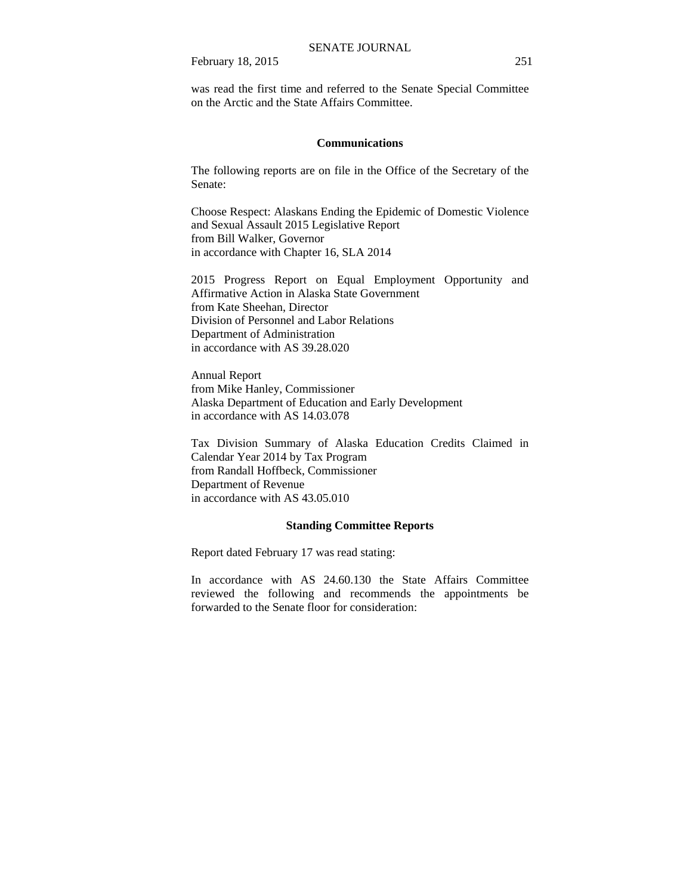was read the first time and referred to the Senate Special Committee on the Arctic and the State Affairs Committee.

**Communications**

The following reports are on file in the Office of the Secretary of the Senate:

Choose Respect: Alaskans Ending the Epidemic of Domestic Violence and Sexual Assault 2015 Legislative Report
from Bill Walker, Governor
in accordance with Chapter 16, SLA 2014

2015 Progress Report on Equal Employment Opportunity and Affirmative Action in Alaska State Government
from Kate Sheehan, Director
Division of Personnel and Labor Relations
Department of Administration
in accordance with AS 39.28.020

Annual Report
from Mike Hanley, Commissioner
Alaska Department of Education and Early Development
in accordance with AS 14.03.078

Tax Division Summary of Alaska Education Credits Claimed in Calendar Year 2014 by Tax Program
from Randall Hoffbeck, Commissioner
Department of Revenue
in accordance with AS 43.05.010

**Standing Committee Reports**

Report dated February 17 was read stating:

In accordance with AS 24.60.130 the State Affairs Committee reviewed the following and recommends the appointments be forwarded to the Senate floor for consideration: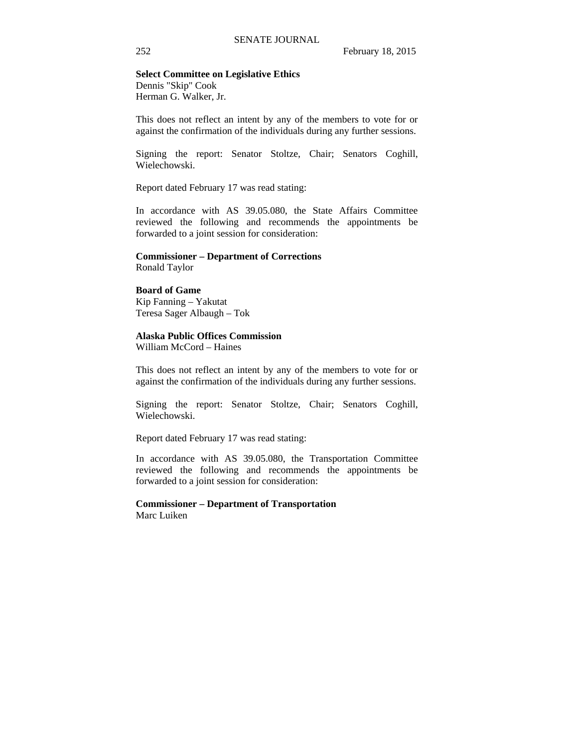**Select Committee on Legislative Ethics**
Dennis "Skip" Cook
Herman G. Walker, Jr.

This does not reflect an intent by any of the members to vote for or against the confirmation of the individuals during any further sessions.

Signing the report: Senator Stoltze, Chair; Senators Coghill, Wielechowski.

Report dated February 17 was read stating:

In accordance with AS 39.05.080, the State Affairs Committee reviewed the following and recommends the appointments be forwarded to a joint session for consideration:

**Commissioner – Department of Corrections**
Ronald Taylor

**Board of Game**
Kip Fanning – Yakutat
Teresa Sager Albaugh – Tok

**Alaska Public Offices Commission**
William McCord – Haines

This does not reflect an intent by any of the members to vote for or against the confirmation of the individuals during any further sessions.

Signing the report: Senator Stoltze, Chair; Senators Coghill, Wielechowski.

Report dated February 17 was read stating:

In accordance with AS 39.05.080, the Transportation Committee reviewed the following and recommends the appointments be forwarded to a joint session for consideration:

**Commissioner – Department of Transportation**
Marc Luiken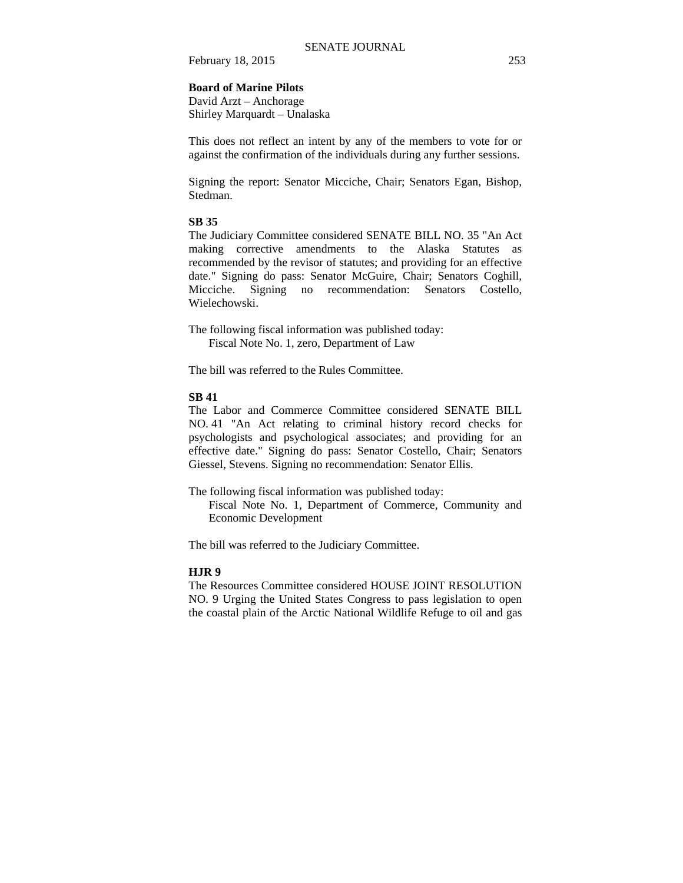**Board of Marine Pilots**
David Arzt – Anchorage
Shirley Marquardt – Unalaska

This does not reflect an intent by any of the members to vote for or against the confirmation of the individuals during any further sessions.

Signing the report: Senator Micciche, Chair; Senators Egan, Bishop, Stedman.

**SB 35**

The Judiciary Committee considered SENATE BILL NO. 35 "An Act making corrective amendments to the Alaska Statutes as recommended by the revisor of statutes; and providing for an effective date." Signing do pass: Senator McGuire, Chair; Senators Coghill, Micciche. Signing no recommendation: Senators Costello, Wielechowski.

The following fiscal information was published today:
Fiscal Note No. 1, zero, Department of Law

The bill was referred to the Rules Committee.

**SB 41**

The Labor and Commerce Committee considered SENATE BILL NO. 41 "An Act relating to criminal history record checks for psychologists and psychological associates; and providing for an effective date." Signing do pass: Senator Costello, Chair; Senators Giessel, Stevens. Signing no recommendation: Senator Ellis.

The following fiscal information was published today:
Fiscal Note No. 1, Department of Commerce, Community and Economic Development

The bill was referred to the Judiciary Committee.

**HJR 9**

The Resources Committee considered HOUSE JOINT RESOLUTION NO. 9 Urging the United States Congress to pass legislation to open the coastal plain of the Arctic National Wildlife Refuge to oil and gas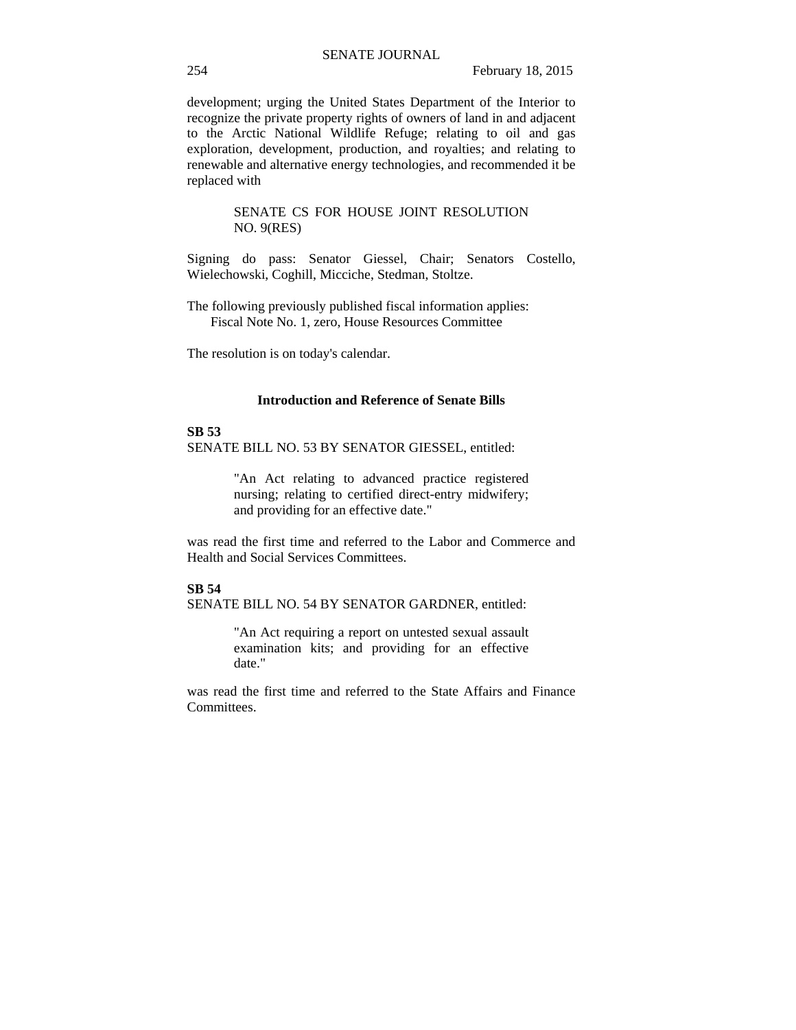development; urging the United States Department of the Interior to recognize the private property rights of owners of land in and adjacent to the Arctic National Wildlife Refuge; relating to oil and gas exploration, development, production, and royalties; and relating to renewable and alternative energy technologies, and recommended it be replaced with

> SENATE CS FOR HOUSE JOINT RESOLUTION NO. 9(RES)

Signing do pass: Senator Giessel, Chair; Senators Costello, Wielechowski, Coghill, Micciche, Stedman, Stoltze.

The following previously published fiscal information applies:
Fiscal Note No. 1, zero, House Resources Committee

The resolution is on today's calendar.

## Introduction and Reference of Senate Bills

**SB 53**

SENATE BILL NO. 53 BY SENATOR GIESSEL, entitled:

> "An Act relating to advanced practice registered nursing; relating to certified direct-entry midwifery; and providing for an effective date."

was read the first time and referred to the Labor and Commerce and Health and Social Services Committees.

**SB 54**

SENATE BILL NO. 54 BY SENATOR GARDNER, entitled:

> "An Act requiring a report on untested sexual assault examination kits; and providing for an effective date."

was read the first time and referred to the State Affairs and Finance Committees.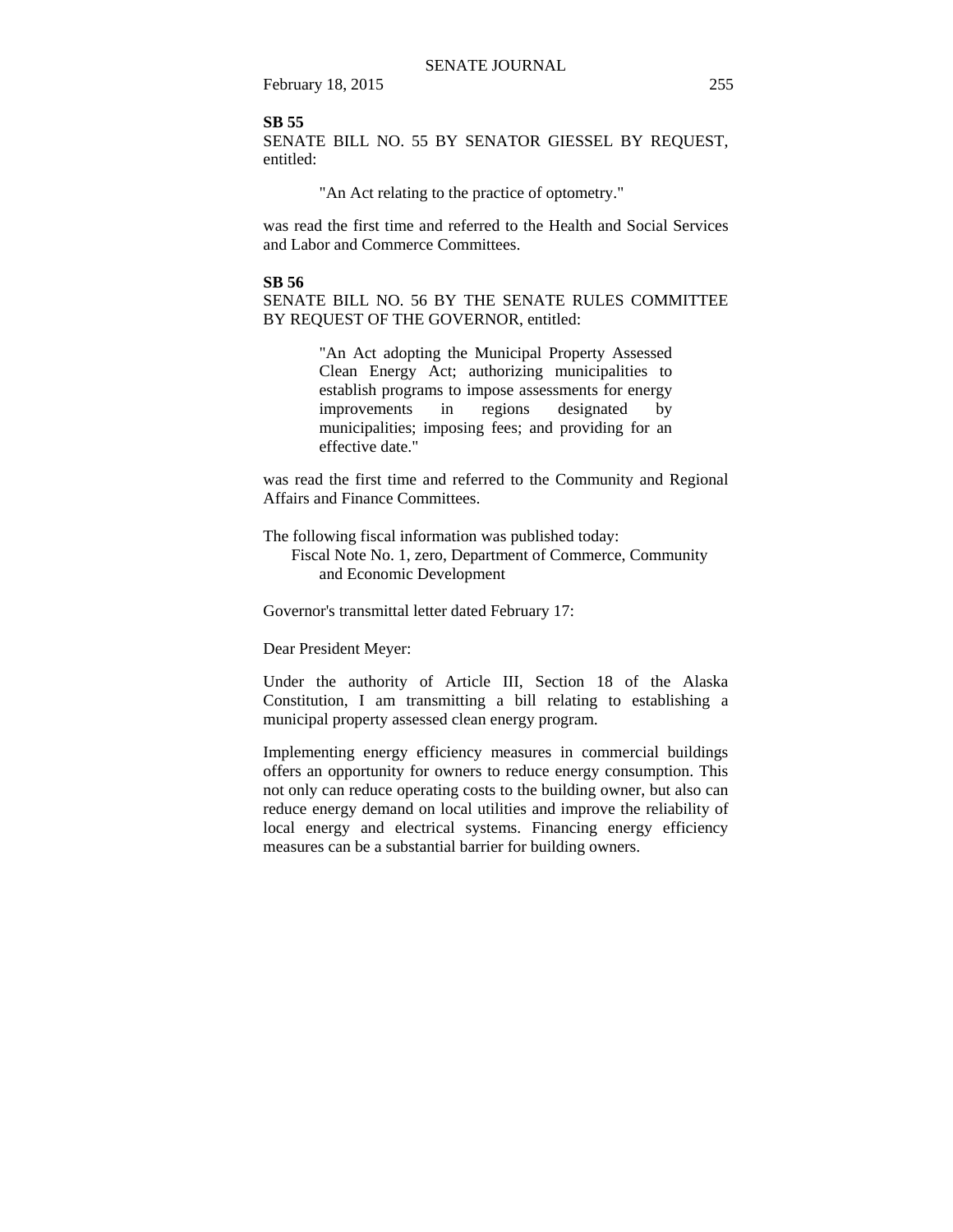**SB 55**

SENATE BILL NO. 55 BY SENATOR GIESSEL BY REQUEST, entitled:

> "An Act relating to the practice of optometry."

was read the first time and referred to the Health and Social Services and Labor and Commerce Committees.

**SB 56**

SENATE BILL NO. 56 BY THE SENATE RULES COMMITTEE BY REQUEST OF THE GOVERNOR, entitled:

> "An Act adopting the Municipal Property Assessed Clean Energy Act; authorizing municipalities to establish programs to impose assessments for energy improvements in regions designated by municipalities; imposing fees; and providing for an effective date."

was read the first time and referred to the Community and Regional Affairs and Finance Committees.

The following fiscal information was published today:

Fiscal Note No. 1, zero, Department of Commerce, Community and Economic Development

Governor's transmittal letter dated February 17:

Dear President Meyer:

Under the authority of Article III, Section 18 of the Alaska Constitution, I am transmitting a bill relating to establishing a municipal property assessed clean energy program.

Implementing energy efficiency measures in commercial buildings offers an opportunity for owners to reduce energy consumption. This not only can reduce operating costs to the building owner, but also can reduce energy demand on local utilities and improve the reliability of local energy and electrical systems. Financing energy efficiency measures can be a substantial barrier for building owners.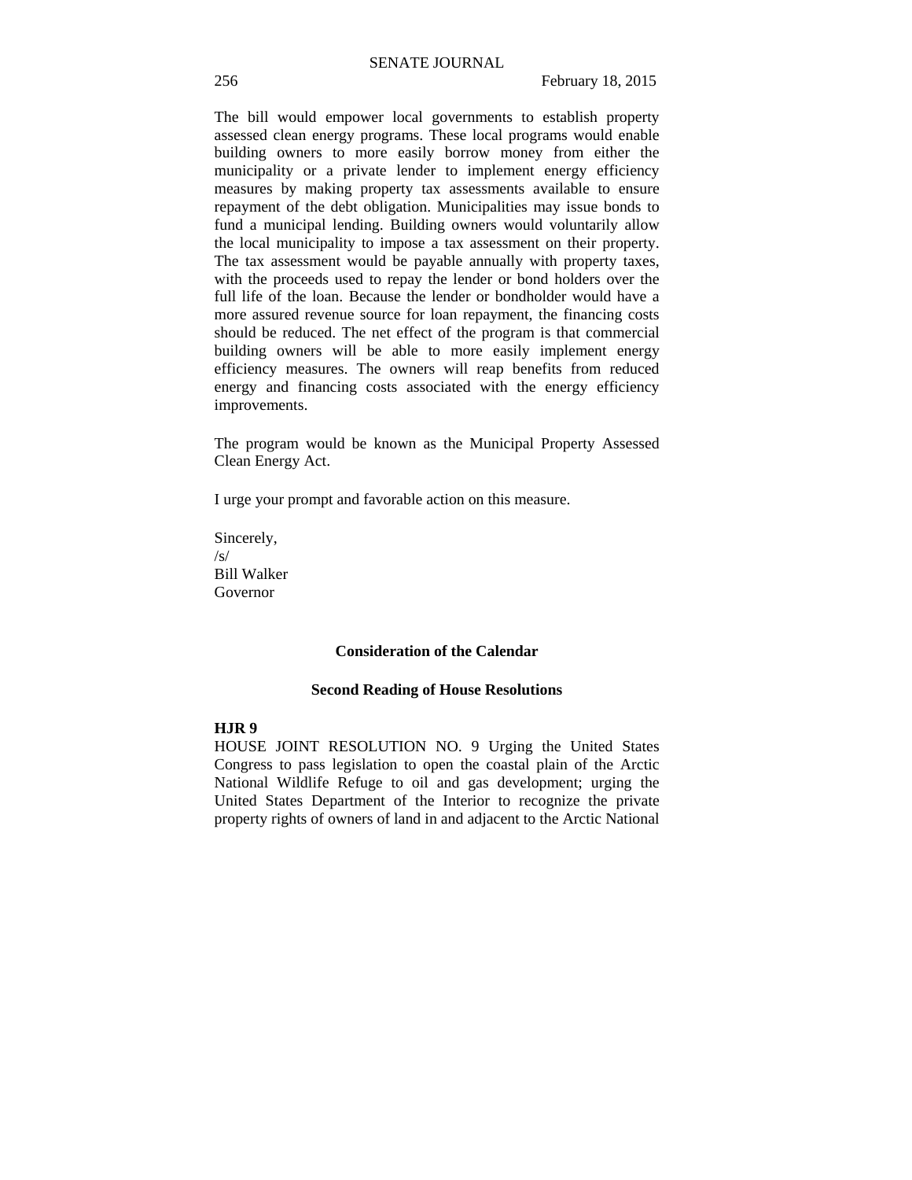The bill would empower local governments to establish property assessed clean energy programs. These local programs would enable building owners to more easily borrow money from either the municipality or a private lender to implement energy efficiency measures by making property tax assessments available to ensure repayment of the debt obligation. Municipalities may issue bonds to fund a municipal lending. Building owners would voluntarily allow the local municipality to impose a tax assessment on their property. The tax assessment would be payable annually with property taxes, with the proceeds used to repay the lender or bond holders over the full life of the loan. Because the lender or bondholder would have a more assured revenue source for loan repayment, the financing costs should be reduced. The net effect of the program is that commercial building owners will be able to more easily implement energy efficiency measures. The owners will reap benefits from reduced energy and financing costs associated with the energy efficiency improvements.

The program would be known as the Municipal Property Assessed Clean Energy Act.

I urge your prompt and favorable action on this measure.

Sincerely,
/s/
Bill Walker
Governor

**Consideration of the Calendar**

**Second Reading of House Resolutions**

**HJR 9**
HOUSE JOINT RESOLUTION NO. 9 Urging the United States Congress to pass legislation to open the coastal plain of the Arctic National Wildlife Refuge to oil and gas development; urging the United States Department of the Interior to recognize the private property rights of owners of land in and adjacent to the Arctic National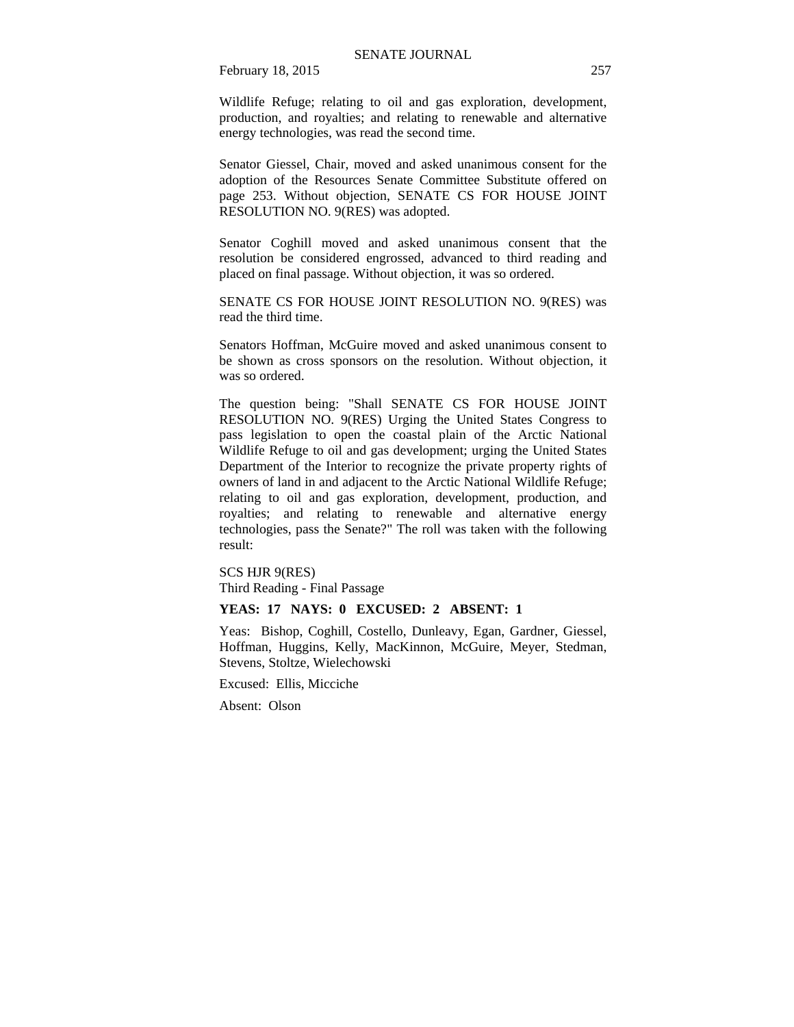Wildlife Refuge; relating to oil and gas exploration, development, production, and royalties; and relating to renewable and alternative energy technologies, was read the second time.

Senator Giessel, Chair, moved and asked unanimous consent for the adoption of the Resources Senate Committee Substitute offered on page 253. Without objection, SENATE CS FOR HOUSE JOINT RESOLUTION NO. 9(RES) was adopted.

Senator Coghill moved and asked unanimous consent that the resolution be considered engrossed, advanced to third reading and placed on final passage. Without objection, it was so ordered.

SENATE CS FOR HOUSE JOINT RESOLUTION NO. 9(RES) was read the third time.

Senators Hoffman, McGuire moved and asked unanimous consent to be shown as cross sponsors on the resolution. Without objection, it was so ordered.

The question being: "Shall SENATE CS FOR HOUSE JOINT RESOLUTION NO. 9(RES) Urging the United States Congress to pass legislation to open the coastal plain of the Arctic National Wildlife Refuge to oil and gas development; urging the United States Department of the Interior to recognize the private property rights of owners of land in and adjacent to the Arctic National Wildlife Refuge; relating to oil and gas exploration, development, production, and royalties; and relating to renewable and alternative energy technologies, pass the Senate?" The roll was taken with the following result:

SCS HJR 9(RES)
Third Reading - Final Passage

**YEAS: 17 NAYS: 0 EXCUSED: 2 ABSENT: 1**

Yeas: Bishop, Coghill, Costello, Dunleavy, Egan, Gardner, Giessel, Hoffman, Huggins, Kelly, MacKinnon, McGuire, Meyer, Stedman, Stevens, Stoltze, Wielechowski

Excused: Ellis, Micciche

Absent: Olson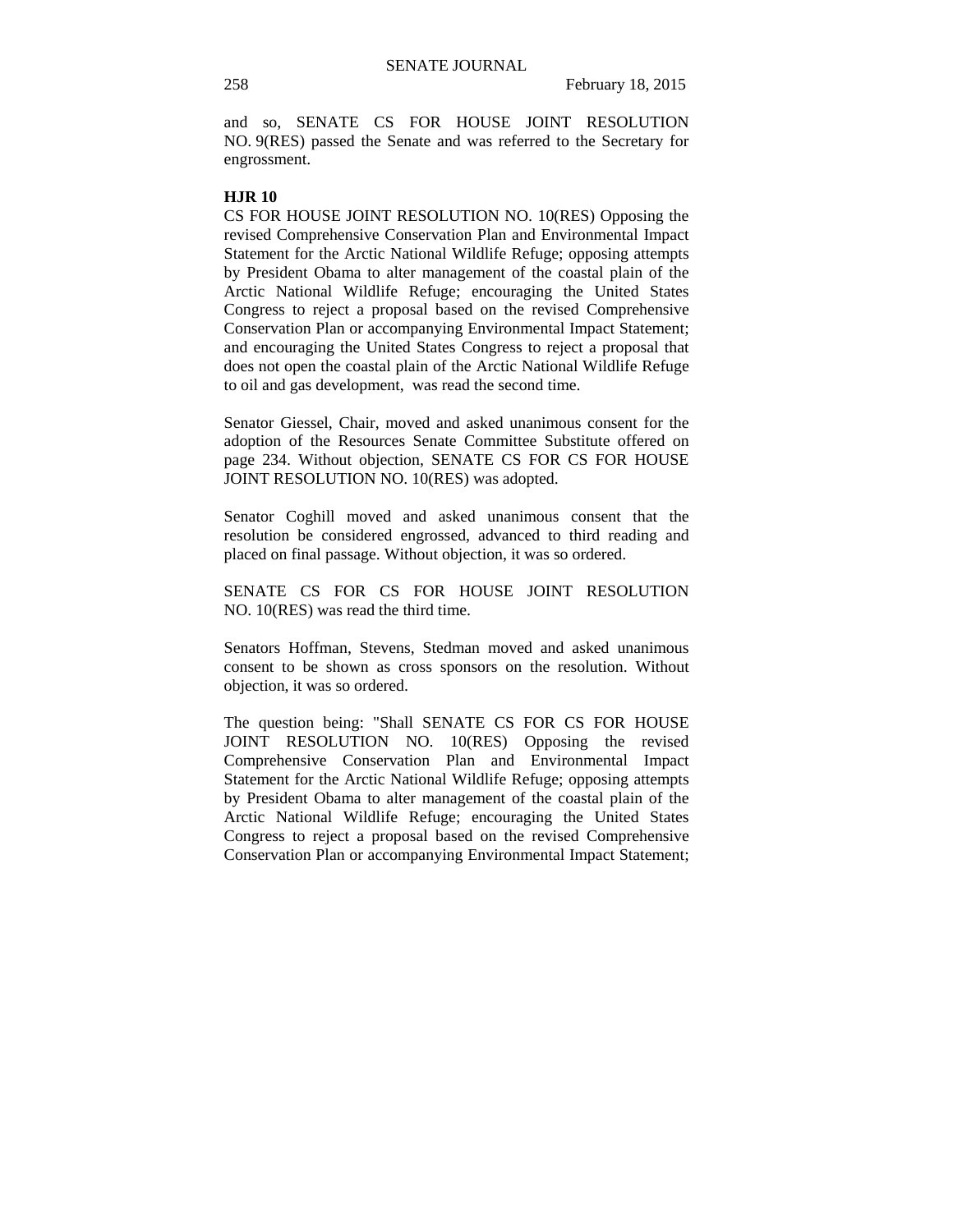and so, SENATE CS FOR HOUSE JOINT RESOLUTION NO. 9(RES) passed the Senate and was referred to the Secretary for engrossment.

**HJR 10**

CS FOR HOUSE JOINT RESOLUTION NO. 10(RES) Opposing the revised Comprehensive Conservation Plan and Environmental Impact Statement for the Arctic National Wildlife Refuge; opposing attempts by President Obama to alter management of the coastal plain of the Arctic National Wildlife Refuge; encouraging the United States Congress to reject a proposal based on the revised Comprehensive Conservation Plan or accompanying Environmental Impact Statement; and encouraging the United States Congress to reject a proposal that does not open the coastal plain of the Arctic National Wildlife Refuge to oil and gas development, was read the second time.

Senator Giessel, Chair, moved and asked unanimous consent for the adoption of the Resources Senate Committee Substitute offered on page 234. Without objection, SENATE CS FOR CS FOR HOUSE JOINT RESOLUTION NO. 10(RES) was adopted.

Senator Coghill moved and asked unanimous consent that the resolution be considered engrossed, advanced to third reading and placed on final passage. Without objection, it was so ordered.

SENATE CS FOR CS FOR HOUSE JOINT RESOLUTION NO. 10(RES) was read the third time.

Senators Hoffman, Stevens, Stedman moved and asked unanimous consent to be shown as cross sponsors on the resolution. Without objection, it was so ordered.

The question being: "Shall SENATE CS FOR CS FOR HOUSE JOINT RESOLUTION NO. 10(RES) Opposing the revised Comprehensive Conservation Plan and Environmental Impact Statement for the Arctic National Wildlife Refuge; opposing attempts by President Obama to alter management of the coastal plain of the Arctic National Wildlife Refuge; encouraging the United States Congress to reject a proposal based on the revised Comprehensive Conservation Plan or accompanying Environmental Impact Statement;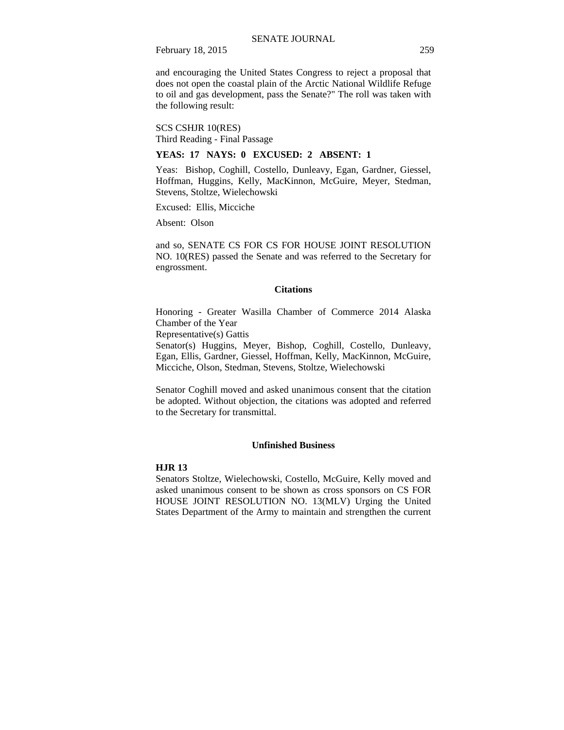and encouraging the United States Congress to reject a proposal that does not open the coastal plain of the Arctic National Wildlife Refuge to oil and gas development, pass the Senate?" The roll was taken with the following result:

SCS CSHJR 10(RES)
Third Reading - Final Passage

**YEAS: 17 NAYS: 0 EXCUSED: 2 ABSENT: 1**

Yeas: Bishop, Coghill, Costello, Dunleavy, Egan, Gardner, Giessel, Hoffman, Huggins, Kelly, MacKinnon, McGuire, Meyer, Stedman, Stevens, Stoltze, Wielechowski

Excused: Ellis, Micciche

Absent: Olson

and so, SENATE CS FOR CS FOR HOUSE JOINT RESOLUTION NO. 10(RES) passed the Senate and was referred to the Secretary for engrossment.

## Citations

Honoring - Greater Wasilla Chamber of Commerce 2014 Alaska Chamber of the Year
Representative(s) Gattis
Senator(s) Huggins, Meyer, Bishop, Coghill, Costello, Dunleavy, Egan, Ellis, Gardner, Giessel, Hoffman, Kelly, MacKinnon, McGuire, Micciche, Olson, Stedman, Stevens, Stoltze, Wielechowski

Senator Coghill moved and asked unanimous consent that the citation be adopted. Without objection, the citations was adopted and referred to the Secretary for transmittal.

## Unfinished Business

**HJR 13**
Senators Stoltze, Wielechowski, Costello, McGuire, Kelly moved and asked unanimous consent to be shown as cross sponsors on CS FOR HOUSE JOINT RESOLUTION NO. 13(MLV) Urging the United States Department of the Army to maintain and strengthen the current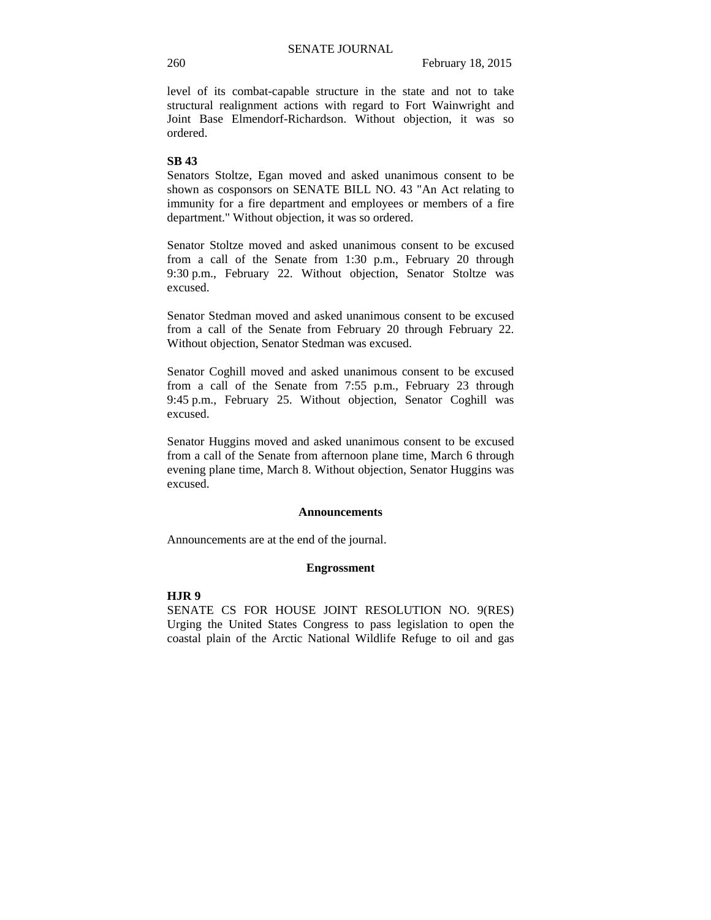level of its combat-capable structure in the state and not to take structural realignment actions with regard to Fort Wainwright and Joint Base Elmendorf-Richardson. Without objection, it was so ordered.

**SB 43**

Senators Stoltze, Egan moved and asked unanimous consent to be shown as cosponsors on SENATE BILL NO. 43 "An Act relating to immunity for a fire department and employees or members of a fire department." Without objection, it was so ordered.

Senator Stoltze moved and asked unanimous consent to be excused from a call of the Senate from 1:30 p.m., February 20 through 9:30 p.m., February 22. Without objection, Senator Stoltze was excused.

Senator Stedman moved and asked unanimous consent to be excused from a call of the Senate from February 20 through February 22. Without objection, Senator Stedman was excused.

Senator Coghill moved and asked unanimous consent to be excused from a call of the Senate from 7:55 p.m., February 23 through 9:45 p.m., February 25. Without objection, Senator Coghill was excused.

Senator Huggins moved and asked unanimous consent to be excused from a call of the Senate from afternoon plane time, March 6 through evening plane time, March 8. Without objection, Senator Huggins was excused.

## Announcements

Announcements are at the end of the journal.

## Engrossment

**HJR 9**

SENATE CS FOR HOUSE JOINT RESOLUTION NO. 9(RES) Urging the United States Congress to pass legislation to open the coastal plain of the Arctic National Wildlife Refuge to oil and gas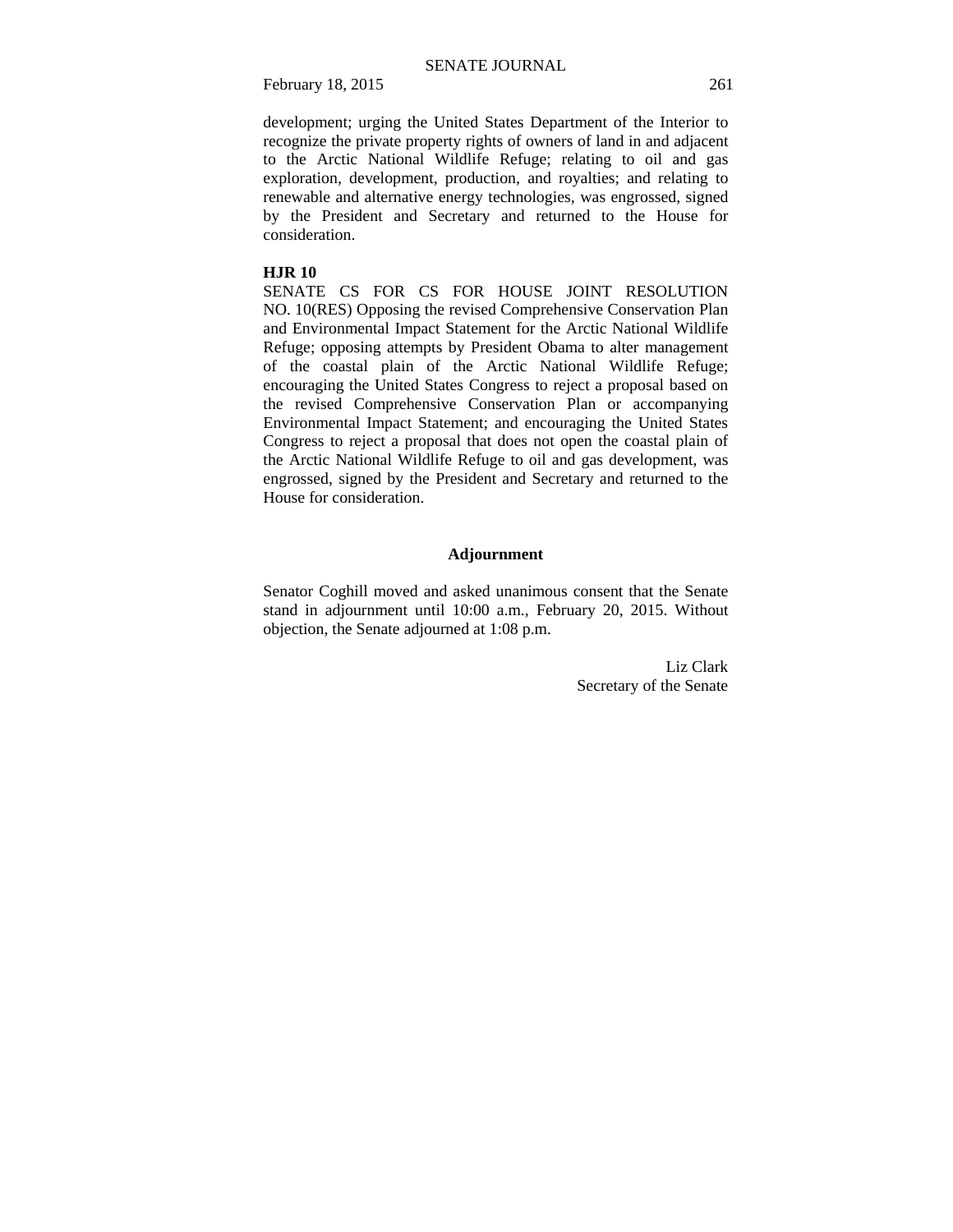development; urging the United States Department of the Interior to recognize the private property rights of owners of land in and adjacent to the Arctic National Wildlife Refuge; relating to oil and gas exploration, development, production, and royalties; and relating to renewable and alternative energy technologies, was engrossed, signed by the President and Secretary and returned to the House for consideration.

**HJR 10**
SENATE CS FOR CS FOR HOUSE JOINT RESOLUTION NO. 10(RES) Opposing the revised Comprehensive Conservation Plan and Environmental Impact Statement for the Arctic National Wildlife Refuge; opposing attempts by President Obama to alter management of the coastal plain of the Arctic National Wildlife Refuge; encouraging the United States Congress to reject a proposal based on the revised Comprehensive Conservation Plan or accompanying Environmental Impact Statement; and encouraging the United States Congress to reject a proposal that does not open the coastal plain of the Arctic National Wildlife Refuge to oil and gas development, was engrossed, signed by the President and Secretary and returned to the House for consideration.

## Adjournment

Senator Coghill moved and asked unanimous consent that the Senate stand in adjournment until 10:00 a.m., February 20, 2015. Without objection, the Senate adjourned at 1:08 p.m.

Liz Clark
Secretary of the Senate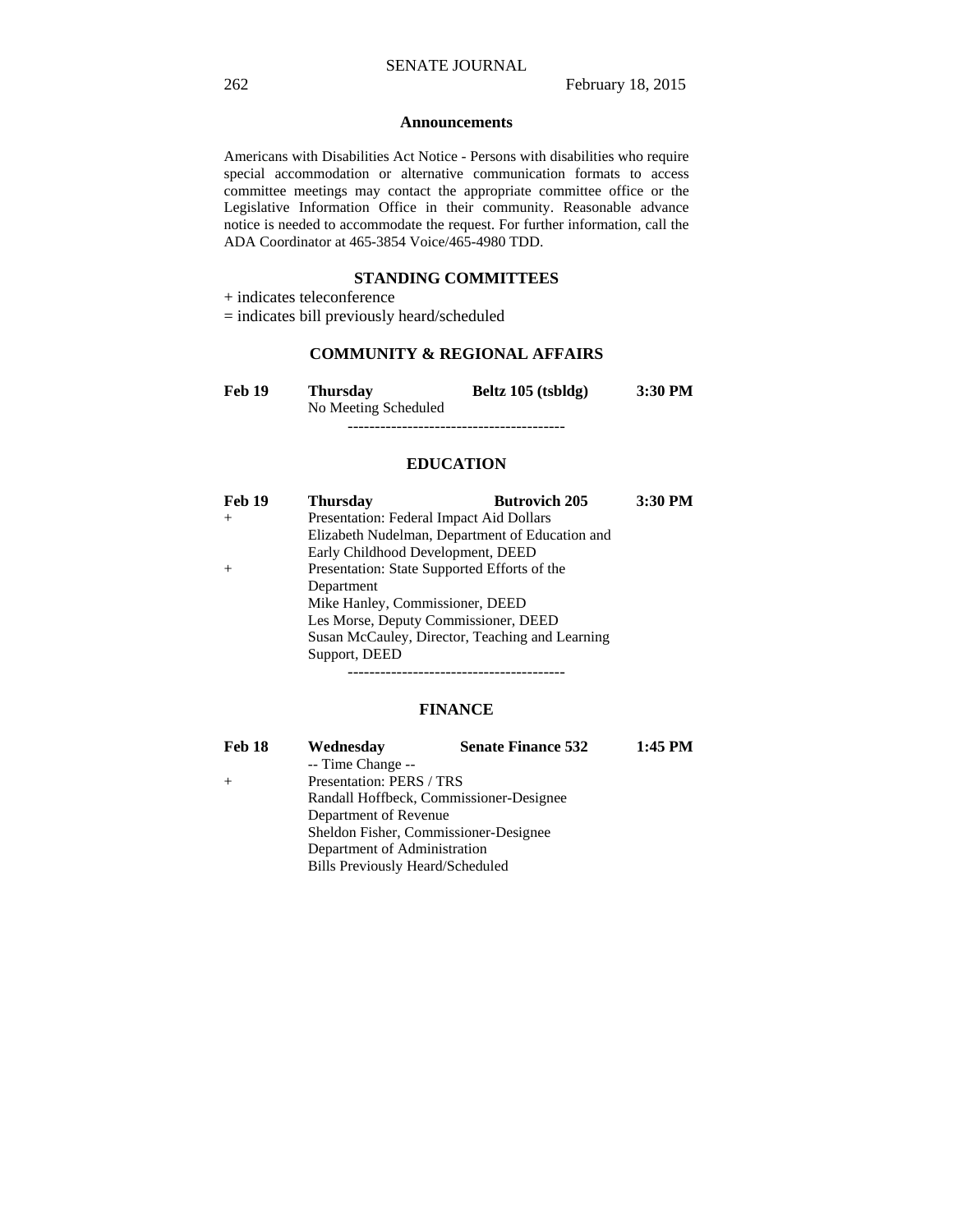## Announcements

Americans with Disabilities Act Notice - Persons with disabilities who require special accommodation or alternative communication formats to access committee meetings may contact the appropriate committee office or the Legislative Information Office in their community. Reasonable advance notice is needed to accommodate the request. For further information, call the ADA Coordinator at 465-3854 Voice/465-4980 TDD.

## STANDING COMMITTEES

+ indicates teleconference

= indicates bill previously heard/scheduled

### COMMUNITY & REGIONAL AFFAIRS

| | | | |
|---|---|---|---|
| **Feb 19** | **Thursday** | **Beltz 105 (tsbldg)** | **3:30 PM** |
| | No Meeting Scheduled | | |

----------------------------------------

### EDUCATION

| | | | |
|---|---|---|---|
| **Feb 19** | **Thursday** | **Butrovich 205** | **3:30 PM** |
| + | Presentation: Federal Impact Aid Dollars<br>Elizabeth Nudelman, Department of Education and Early Childhood Development, DEED | | |
| + | Presentation: State Supported Efforts of the Department<br>Mike Hanley, Commissioner, DEED<br>Les Morse, Deputy Commissioner, DEED<br>Susan McCauley, Director, Teaching and Learning Support, DEED | | |

----------------------------------------

### FINANCE

| | | | |
|---|---|---|---|
| **Feb 18** | **Wednesday** | **Senate Finance 532** | **1:45 PM** |
| | -- Time Change -- | | |
| + | Presentation: PERS / TRS<br>Randall Hoffbeck, Commissioner-Designee<br>Department of Revenue<br>Sheldon Fisher, Commissioner-Designee<br>Department of Administration<br>Bills Previously Heard/Scheduled | | |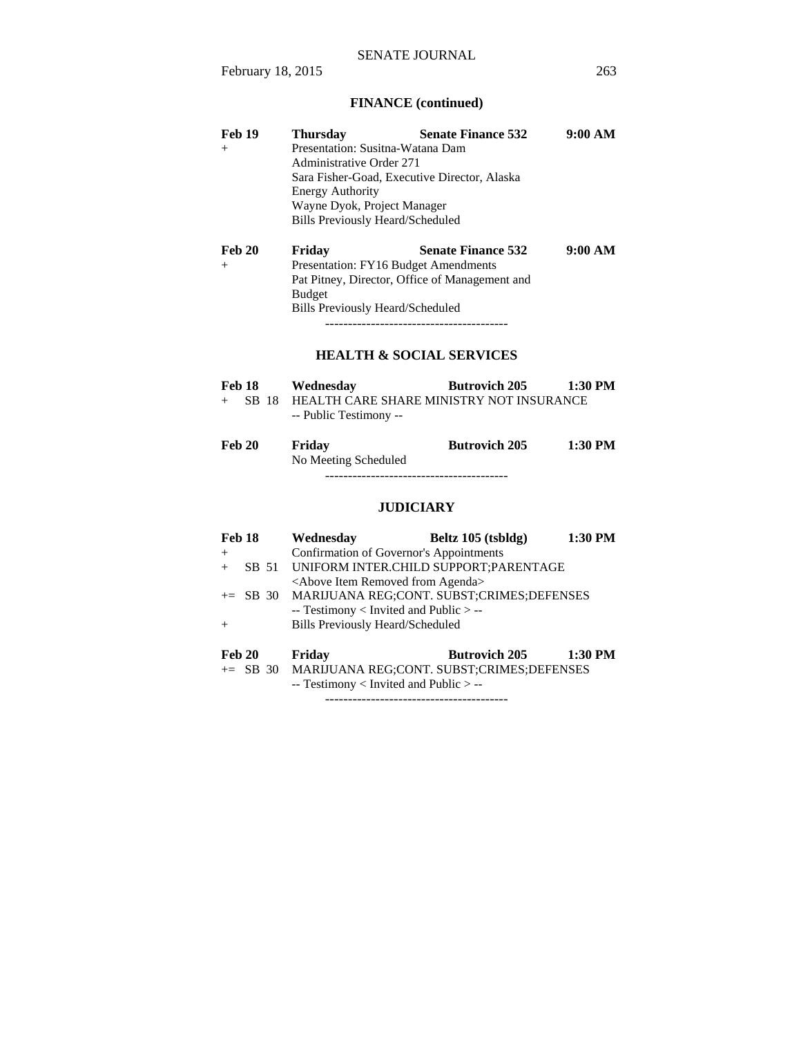## FINANCE (continued)

**Feb 19** **Thursday** **Senate Finance 532** **9:00 AM**

+ Presentation: Susitna-Watana Dam
  Administrative Order 271
  Sara Fisher-Goad, Executive Director, Alaska Energy Authority
  Wayne Dyok, Project Manager
  Bills Previously Heard/Scheduled

**Feb 20** **Friday** **Senate Finance 532** **9:00 AM**

+ Presentation: FY16 Budget Amendments
  Pat Pitney, Director, Office of Management and Budget
  Bills Previously Heard/Scheduled

----------------------------------------

## HEALTH & SOCIAL SERVICES

**Feb 18** **Wednesday** **Butrovich 205** **1:30 PM**

+ SB 18 HEALTH CARE SHARE MINISTRY NOT INSURANCE
  -- Public Testimony --

**Feb 20** **Friday** **Butrovich 205** **1:30 PM**

No Meeting Scheduled

----------------------------------------

## JUDICIARY

**Feb 18** **Wednesday** **Beltz 105 (tsbldg)** **1:30 PM**

+ Confirmation of Governor's Appointments
+ SB 51 UNIFORM INTER.CHILD SUPPORT;PARENTAGE
  <Above Item Removed from Agenda>
+= SB 30 MARIJUANA REG;CONT. SUBST;CRIMES;DEFENSES
  -- Testimony < Invited and Public > --
+ Bills Previously Heard/Scheduled

**Feb 20** **Friday** **Butrovich 205** **1:30 PM**

+= SB 30 MARIJUANA REG;CONT. SUBST;CRIMES;DEFENSES
  -- Testimony < Invited and Public > --

----------------------------------------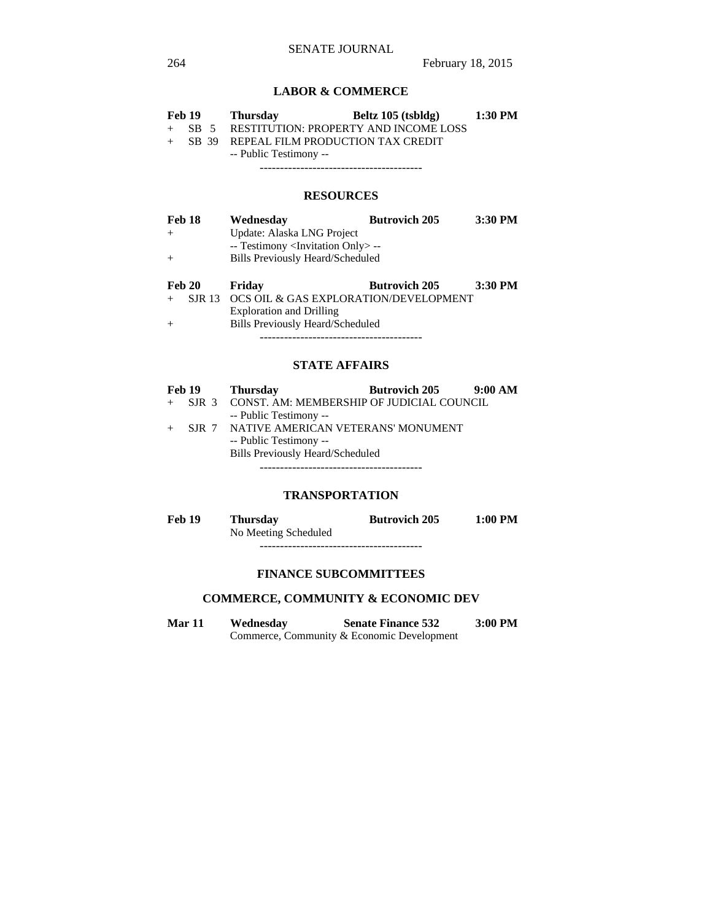## LABOR & COMMERCE

**Feb 19** **Thursday** **Beltz 105 (tsbldg)** **1:30 PM**

+ SB 5 RESTITUTION: PROPERTY AND INCOME LOSS
+ SB 39 REPEAL FILM PRODUCTION TAX CREDIT
  -- Public Testimony --

----------------------------------------

## RESOURCES

**Feb 18** **Wednesday** **Butrovich 205** **3:30 PM**

+ Update: Alaska LNG Project
  -- Testimony <Invitation Only> --
+ Bills Previously Heard/Scheduled

**Feb 20** **Friday** **Butrovich 205** **3:30 PM**

+ SJR 13 OCS OIL & GAS EXPLORATION/DEVELOPMENT
  Exploration and Drilling
+ Bills Previously Heard/Scheduled

----------------------------------------

## STATE AFFAIRS

**Feb 19** **Thursday** **Butrovich 205** **9:00 AM**

+ SJR 3 CONST. AM: MEMBERSHIP OF JUDICIAL COUNCIL
  -- Public Testimony --
+ SJR 7 NATIVE AMERICAN VETERANS' MONUMENT
  -- Public Testimony --
  Bills Previously Heard/Scheduled

----------------------------------------

## TRANSPORTATION

**Feb 19** **Thursday** **Butrovich 205** **1:00 PM**

No Meeting Scheduled

----------------------------------------

## FINANCE SUBCOMMITTEES

## COMMERCE, COMMUNITY & ECONOMIC DEV

**Mar 11** **Wednesday** **Senate Finance 532** **3:00 PM**

Commerce, Community & Economic Development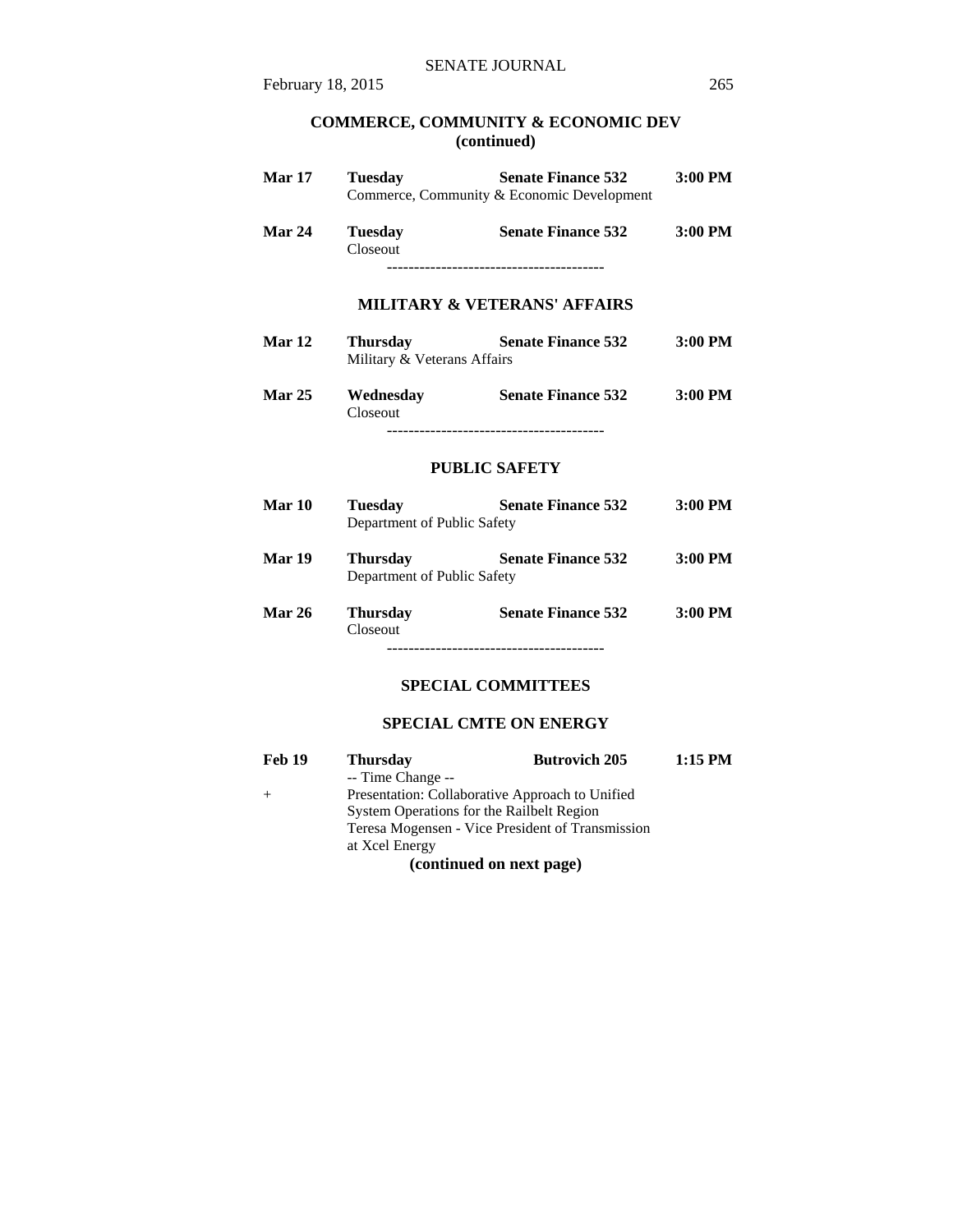## COMMERCE, COMMUNITY & ECONOMIC DEV (continued)

**Mar 17** **Tuesday** **Senate Finance 532** **3:00 PM**
Commerce, Community & Economic Development

**Mar 24** **Tuesday** **Senate Finance 532** **3:00 PM**
Closeout

----------------------------------------

## MILITARY & VETERANS' AFFAIRS

**Mar 12** **Thursday** **Senate Finance 532** **3:00 PM**
Military & Veterans Affairs

**Mar 25** **Wednesday** **Senate Finance 532** **3:00 PM**
Closeout

----------------------------------------

## PUBLIC SAFETY

**Mar 10** **Tuesday** **Senate Finance 532** **3:00 PM**
Department of Public Safety

**Mar 19** **Thursday** **Senate Finance 532** **3:00 PM**
Department of Public Safety

**Mar 26** **Thursday** **Senate Finance 532** **3:00 PM**
Closeout

----------------------------------------

## SPECIAL COMMITTEES

### SPECIAL CMTE ON ENERGY

**Feb 19** **Thursday** **Butrovich 205** **1:15 PM**
-- Time Change --
\+ Presentation: Collaborative Approach to Unified System Operations for the Railbelt Region
Teresa Mogensen - Vice President of Transmission at Xcel Energy

**(continued on next page)**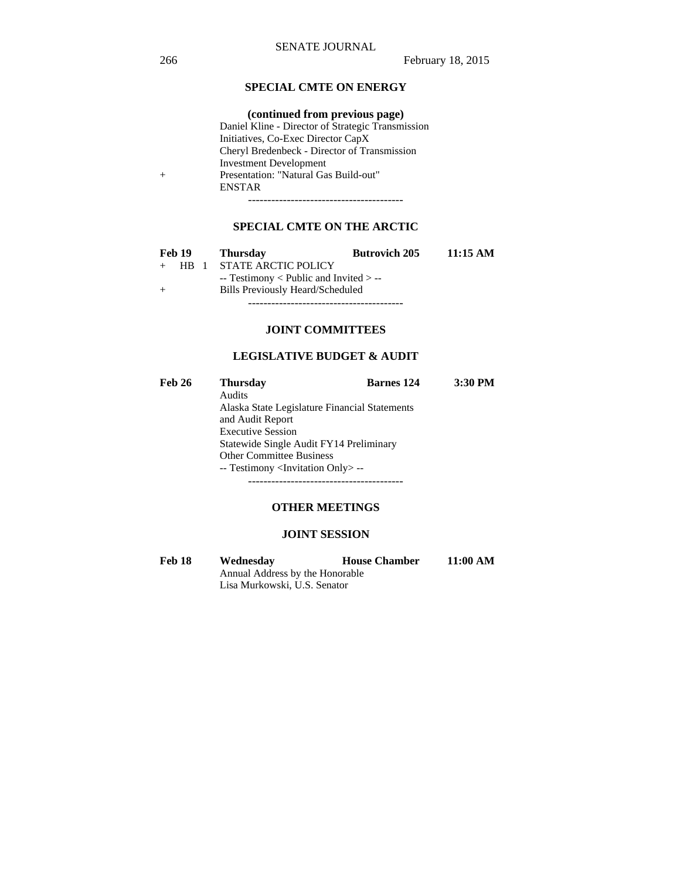## SPECIAL CMTE ON ENERGY

**(continued from previous page)**

Daniel Kline - Director of Strategic Transmission Initiatives, Co-Exec Director CapX

Cheryl Bredenbeck - Director of Transmission Investment Development

\+ Presentation: "Natural Gas Build-out"
ENSTAR

----------------------------------------

## SPECIAL CMTE ON THE ARCTIC

| **Feb 19** | **Thursday** | **Butrovich 205** | **11:15 AM** |
|---|---|---|---|

\+ HB 1 STATE ARCTIC POLICY
-- Testimony < Public and Invited > --

\+ Bills Previously Heard/Scheduled

----------------------------------------

## JOINT COMMITTEES

## LEGISLATIVE BUDGET & AUDIT

| **Feb 26** | **Thursday** | **Barnes 124** | **3:30 PM** |
|---|---|---|---|

Audits
Alaska State Legislature Financial Statements and Audit Report
Executive Session
Statewide Single Audit FY14 Preliminary
Other Committee Business
-- Testimony <Invitation Only> --

----------------------------------------

## OTHER MEETINGS

## JOINT SESSION

| **Feb 18** | **Wednesday** | **House Chamber** | **11:00 AM** |
|---|---|---|---|

Annual Address by the Honorable
Lisa Murkowski, U.S. Senator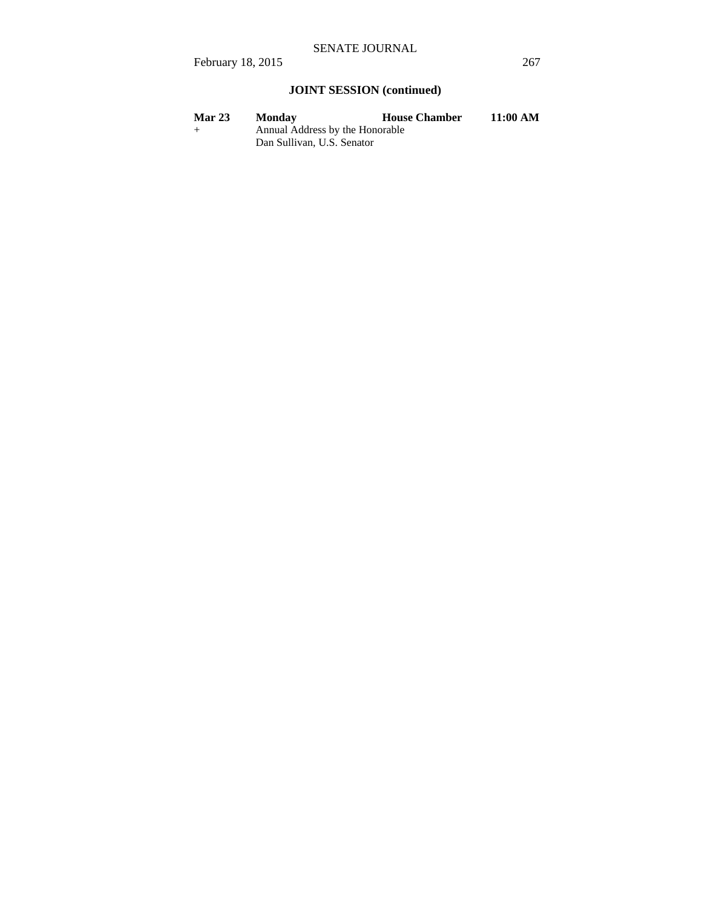## JOINT SESSION (continued)

**Mar 23** **Monday** **House Chamber** **11:00 AM**

\+ Annual Address by the Honorable
Dan Sullivan, U.S. Senator